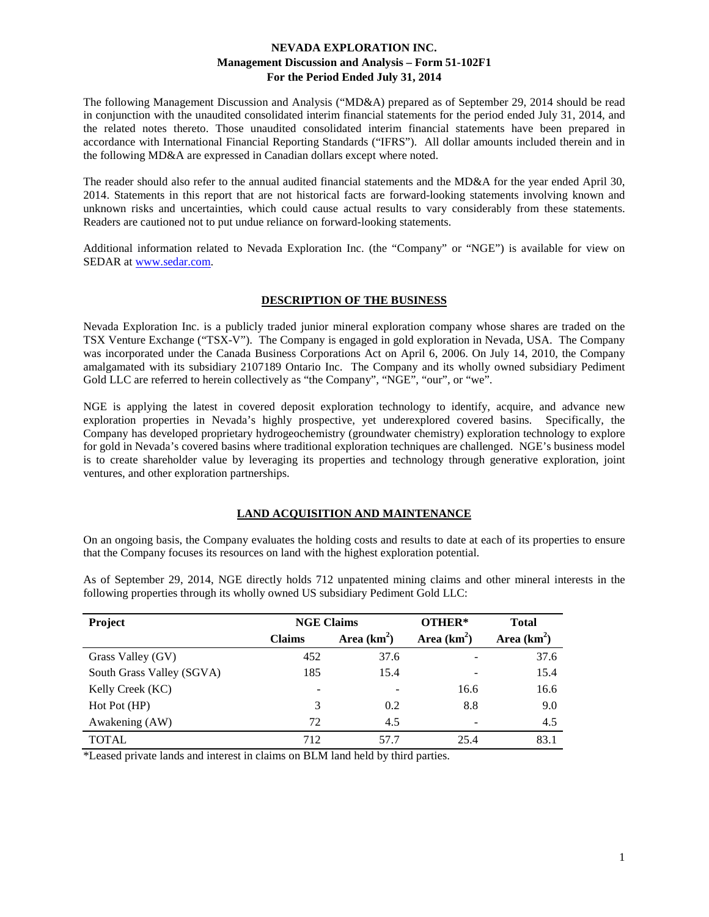# NEVADA EXPLORATION INC.
## Management Discussion and Analysis – Form 51-102F1
## For the Period Ended July 31, 2014

The following Management Discussion and Analysis ("MD&A) prepared as of September 29, 2014 should be read in conjunction with the unaudited consolidated interim financial statements for the period ended July 31, 2014, and the related notes thereto. Those unaudited consolidated interim financial statements have been prepared in accordance with International Financial Reporting Standards ("IFRS"). All dollar amounts included therein and in the following MD&A are expressed in Canadian dollars except where noted.

The reader should also refer to the annual audited financial statements and the MD&A for the year ended April 30, 2014. Statements in this report that are not historical facts are forward-looking statements involving known and unknown risks and uncertainties, which could cause actual results to vary considerably from these statements. Readers are cautioned not to put undue reliance on forward-looking statements.

Additional information related to Nevada Exploration Inc. (the "Company" or "NGE") is available for view on SEDAR at www.sedar.com.

## DESCRIPTION OF THE BUSINESS

Nevada Exploration Inc. is a publicly traded junior mineral exploration company whose shares are traded on the TSX Venture Exchange ("TSX-V"). The Company is engaged in gold exploration in Nevada, USA. The Company was incorporated under the Canada Business Corporations Act on April 6, 2006. On July 14, 2010, the Company amalgamated with its subsidiary 2107189 Ontario Inc. The Company and its wholly owned subsidiary Pediment Gold LLC are referred to herein collectively as "the Company", "NGE", "our", or "we".

NGE is applying the latest in covered deposit exploration technology to identify, acquire, and advance new exploration properties in Nevada's highly prospective, yet underexplored covered basins. Specifically, the Company has developed proprietary hydrogeochemistry (groundwater chemistry) exploration technology to explore for gold in Nevada's covered basins where traditional exploration techniques are challenged. NGE's business model is to create shareholder value by leveraging its properties and technology through generative exploration, joint ventures, and other exploration partnerships.

## LAND ACQUISITION AND MAINTENANCE

On an ongoing basis, the Company evaluates the holding costs and results to date at each of its properties to ensure that the Company focuses its resources on land with the highest exploration potential.

As of September 29, 2014, NGE directly holds 712 unpatented mining claims and other mineral interests in the following properties through its wholly owned US subsidiary Pediment Gold LLC:

| Project | NGE Claims | | OTHER* | Total |
|---|---|---|---|---|
| | Claims | Area (km$^2$) | Area (km$^2$) | Area (km$^2$) |
| Grass Valley (GV) | 452 | 37.6 | - | 37.6 |
| South Grass Valley (SGVA) | 185 | 15.4 | - | 15.4 |
| Kelly Creek (KC) | - | - | 16.6 | 16.6 |
| Hot Pot (HP) | 3 | 0.2 | 8.8 | 9.0 |
| Awakening (AW) | 72 | 4.5 | - | 4.5 |
| TOTAL | 712 | 57.7 | 25.4 | 83.1 |

*Leased private lands and interest in claims on BLM land held by third parties.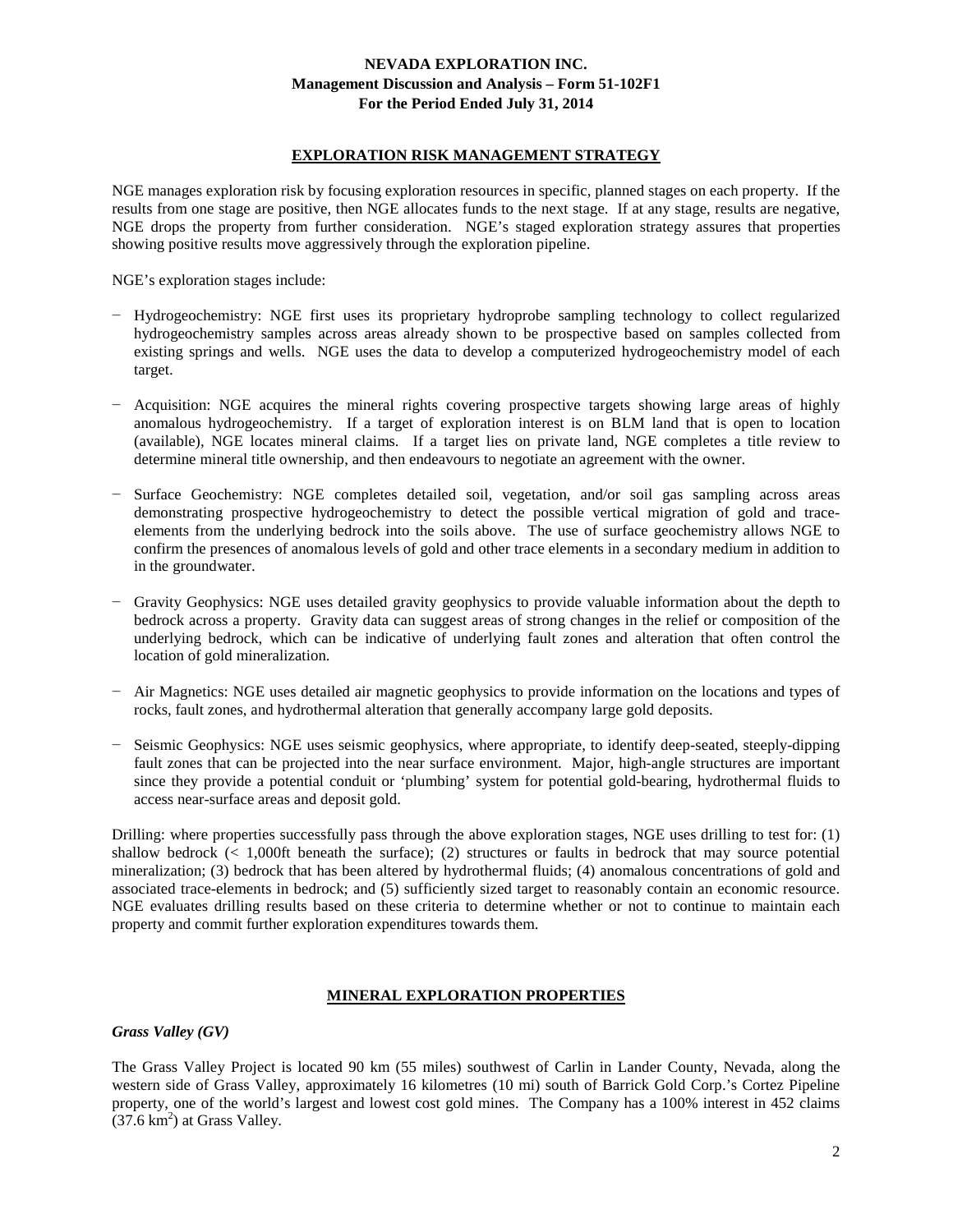## EXPLORATION RISK MANAGEMENT STRATEGY

NGE manages exploration risk by focusing exploration resources in specific, planned stages on each property. If the results from one stage are positive, then NGE allocates funds to the next stage. If at any stage, results are negative, NGE drops the property from further consideration. NGE's staged exploration strategy assures that properties showing positive results move aggressively through the exploration pipeline.

NGE's exploration stages include:

- Hydrogeochemistry: NGE first uses its proprietary hydroprobe sampling technology to collect regularized hydrogeochemistry samples across areas already shown to be prospective based on samples collected from existing springs and wells. NGE uses the data to develop a computerized hydrogeochemistry model of each target.
- Acquisition: NGE acquires the mineral rights covering prospective targets showing large areas of highly anomalous hydrogeochemistry. If a target of exploration interest is on BLM land that is open to location (available), NGE locates mineral claims. If a target lies on private land, NGE completes a title review to determine mineral title ownership, and then endeavours to negotiate an agreement with the owner.
- Surface Geochemistry: NGE completes detailed soil, vegetation, and/or soil gas sampling across areas demonstrating prospective hydrogeochemistry to detect the possible vertical migration of gold and trace-elements from the underlying bedrock into the soils above. The use of surface geochemistry allows NGE to confirm the presences of anomalous levels of gold and other trace elements in a secondary medium in addition to in the groundwater.
- Gravity Geophysics: NGE uses detailed gravity geophysics to provide valuable information about the depth to bedrock across a property. Gravity data can suggest areas of strong changes in the relief or composition of the underlying bedrock, which can be indicative of underlying fault zones and alteration that often control the location of gold mineralization.
- Air Magnetics: NGE uses detailed air magnetic geophysics to provide information on the locations and types of rocks, fault zones, and hydrothermal alteration that generally accompany large gold deposits.
- Seismic Geophysics: NGE uses seismic geophysics, where appropriate, to identify deep-seated, steeply-dipping fault zones that can be projected into the near surface environment. Major, high-angle structures are important since they provide a potential conduit or 'plumbing' system for potential gold-bearing, hydrothermal fluids to access near-surface areas and deposit gold.

Drilling: where properties successfully pass through the above exploration stages, NGE uses drilling to test for: (1) shallow bedrock (< 1,000ft beneath the surface); (2) structures or faults in bedrock that may source potential mineralization; (3) bedrock that has been altered by hydrothermal fluids; (4) anomalous concentrations of gold and associated trace-elements in bedrock; and (5) sufficiently sized target to reasonably contain an economic resource. NGE evaluates drilling results based on these criteria to determine whether or not to continue to maintain each property and commit further exploration expenditures towards them.

## MINERAL EXPLORATION PROPERTIES

### *Grass Valley (GV)*

The Grass Valley Project is located 90 km (55 miles) southwest of Carlin in Lander County, Nevada, along the western side of Grass Valley, approximately 16 kilometres (10 mi) south of Barrick Gold Corp.'s Cortez Pipeline property, one of the world's largest and lowest cost gold mines. The Company has a 100% interest in 452 claims (37.6 $km^2$) at Grass Valley.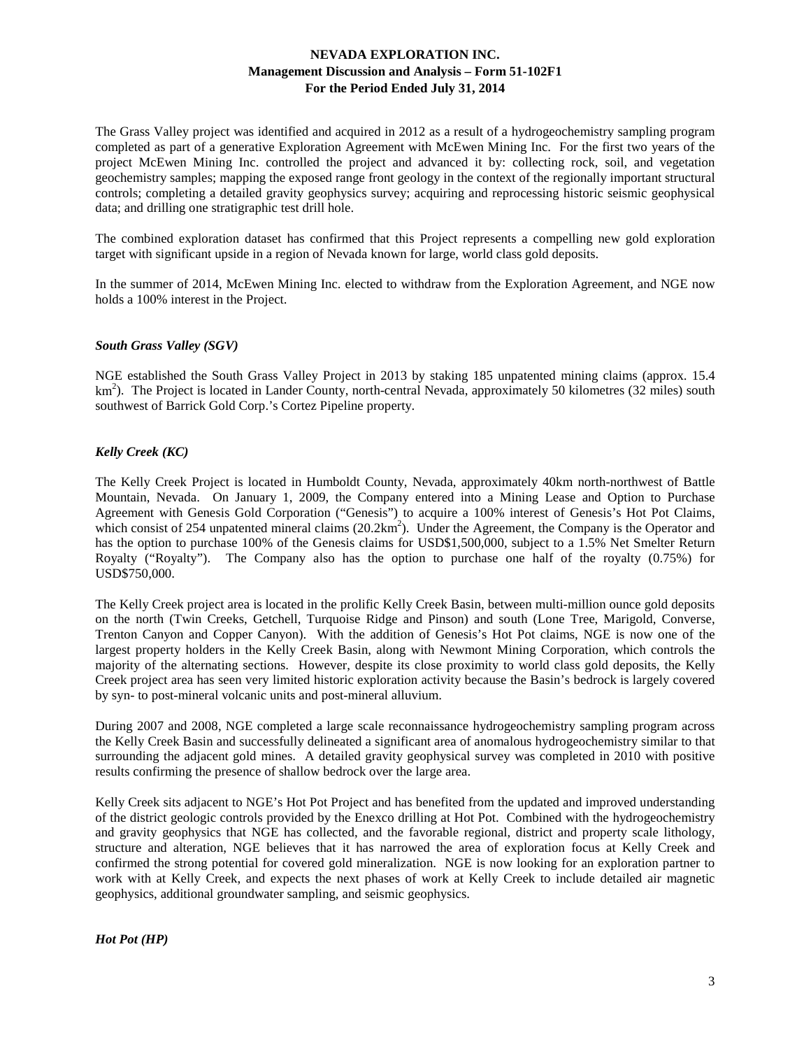The Grass Valley project was identified and acquired in 2012 as a result of a hydrogeochemistry sampling program completed as part of a generative Exploration Agreement with McEwen Mining Inc. For the first two years of the project McEwen Mining Inc. controlled the project and advanced it by: collecting rock, soil, and vegetation geochemistry samples; mapping the exposed range front geology in the context of the regionally important structural controls; completing a detailed gravity geophysics survey; acquiring and reprocessing historic seismic geophysical data; and drilling one stratigraphic test drill hole.

The combined exploration dataset has confirmed that this Project represents a compelling new gold exploration target with significant upside in a region of Nevada known for large, world class gold deposits.

In the summer of 2014, McEwen Mining Inc. elected to withdraw from the Exploration Agreement, and NGE now holds a 100% interest in the Project.

### *South Grass Valley (SGV)*

NGE established the South Grass Valley Project in 2013 by staking 185 unpatented mining claims (approx. 15.4 $km^2$). The Project is located in Lander County, north-central Nevada, approximately 50 kilometres (32 miles) south southwest of Barrick Gold Corp.'s Cortez Pipeline property.

### *Kelly Creek (KC)*

The Kelly Creek Project is located in Humboldt County, Nevada, approximately 40km north-northwest of Battle Mountain, Nevada. On January 1, 2009, the Company entered into a Mining Lease and Option to Purchase Agreement with Genesis Gold Corporation ("Genesis") to acquire a 100% interest of Genesis's Hot Pot Claims, which consist of 254 unpatented mineral claims (20.2$km^2$). Under the Agreement, the Company is the Operator and has the option to purchase 100% of the Genesis claims for USD$1,500,000, subject to a 1.5% Net Smelter Return Royalty ("Royalty"). The Company also has the option to purchase one half of the royalty (0.75%) for USD$750,000.

The Kelly Creek project area is located in the prolific Kelly Creek Basin, between multi-million ounce gold deposits on the north (Twin Creeks, Getchell, Turquoise Ridge and Pinson) and south (Lone Tree, Marigold, Converse, Trenton Canyon and Copper Canyon). With the addition of Genesis's Hot Pot claims, NGE is now one of the largest property holders in the Kelly Creek Basin, along with Newmont Mining Corporation, which controls the majority of the alternating sections. However, despite its close proximity to world class gold deposits, the Kelly Creek project area has seen very limited historic exploration activity because the Basin's bedrock is largely covered by syn- to post-mineral volcanic units and post-mineral alluvium.

During 2007 and 2008, NGE completed a large scale reconnaissance hydrogeochemistry sampling program across the Kelly Creek Basin and successfully delineated a significant area of anomalous hydrogeochemistry similar to that surrounding the adjacent gold mines. A detailed gravity geophysical survey was completed in 2010 with positive results confirming the presence of shallow bedrock over the large area.

Kelly Creek sits adjacent to NGE's Hot Pot Project and has benefited from the updated and improved understanding of the district geologic controls provided by the Enexco drilling at Hot Pot. Combined with the hydrogeochemistry and gravity geophysics that NGE has collected, and the favorable regional, district and property scale lithology, structure and alteration, NGE believes that it has narrowed the area of exploration focus at Kelly Creek and confirmed the strong potential for covered gold mineralization. NGE is now looking for an exploration partner to work with at Kelly Creek, and expects the next phases of work at Kelly Creek to include detailed air magnetic geophysics, additional groundwater sampling, and seismic geophysics.

### *Hot Pot (HP)*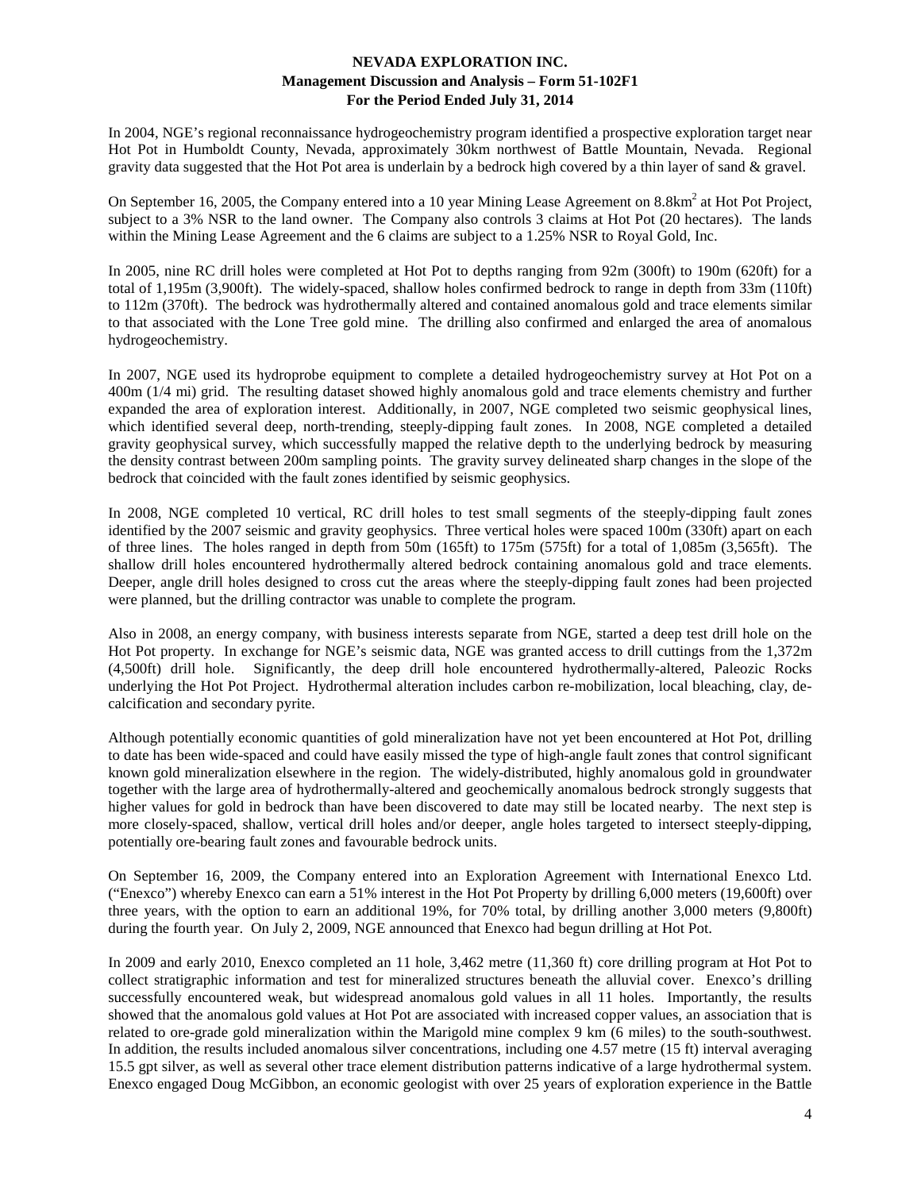In 2004, NGE's regional reconnaissance hydrogeochemistry program identified a prospective exploration target near Hot Pot in Humboldt County, Nevada, approximately 30km northwest of Battle Mountain, Nevada. Regional gravity data suggested that the Hot Pot area is underlain by a bedrock high covered by a thin layer of sand & gravel.

On September 16, 2005, the Company entered into a 10 year Mining Lease Agreement on 8.8km$^2$ at Hot Pot Project, subject to a 3% NSR to the land owner. The Company also controls 3 claims at Hot Pot (20 hectares). The lands within the Mining Lease Agreement and the 6 claims are subject to a 1.25% NSR to Royal Gold, Inc.

In 2005, nine RC drill holes were completed at Hot Pot to depths ranging from 92m (300ft) to 190m (620ft) for a total of 1,195m (3,900ft). The widely-spaced, shallow holes confirmed bedrock to range in depth from 33m (110ft) to 112m (370ft). The bedrock was hydrothermally altered and contained anomalous gold and trace elements similar to that associated with the Lone Tree gold mine. The drilling also confirmed and enlarged the area of anomalous hydrogeochemistry.

In 2007, NGE used its hydroprobe equipment to complete a detailed hydrogeochemistry survey at Hot Pot on a 400m (1/4 mi) grid. The resulting dataset showed highly anomalous gold and trace elements chemistry and further expanded the area of exploration interest. Additionally, in 2007, NGE completed two seismic geophysical lines, which identified several deep, north-trending, steeply-dipping fault zones. In 2008, NGE completed a detailed gravity geophysical survey, which successfully mapped the relative depth to the underlying bedrock by measuring the density contrast between 200m sampling points. The gravity survey delineated sharp changes in the slope of the bedrock that coincided with the fault zones identified by seismic geophysics.

In 2008, NGE completed 10 vertical, RC drill holes to test small segments of the steeply-dipping fault zones identified by the 2007 seismic and gravity geophysics. Three vertical holes were spaced 100m (330ft) apart on each of three lines. The holes ranged in depth from 50m (165ft) to 175m (575ft) for a total of 1,085m (3,565ft). The shallow drill holes encountered hydrothermally altered bedrock containing anomalous gold and trace elements. Deeper, angle drill holes designed to cross cut the areas where the steeply-dipping fault zones had been projected were planned, but the drilling contractor was unable to complete the program.

Also in 2008, an energy company, with business interests separate from NGE, started a deep test drill hole on the Hot Pot property. In exchange for NGE's seismic data, NGE was granted access to drill cuttings from the 1,372m (4,500ft) drill hole. Significantly, the deep drill hole encountered hydrothermally-altered, Paleozoic Rocks underlying the Hot Pot Project. Hydrothermal alteration includes carbon re-mobilization, local bleaching, clay, de-calcification and secondary pyrite.

Although potentially economic quantities of gold mineralization have not yet been encountered at Hot Pot, drilling to date has been wide-spaced and could have easily missed the type of high-angle fault zones that control significant known gold mineralization elsewhere in the region. The widely-distributed, highly anomalous gold in groundwater together with the large area of hydrothermally-altered and geochemically anomalous bedrock strongly suggests that higher values for gold in bedrock than have been discovered to date may still be located nearby. The next step is more closely-spaced, shallow, vertical drill holes and/or deeper, angle holes targeted to intersect steeply-dipping, potentially ore-bearing fault zones and favourable bedrock units.

On September 16, 2009, the Company entered into an Exploration Agreement with International Enexco Ltd. ("Enexco") whereby Enexco can earn a 51% interest in the Hot Pot Property by drilling 6,000 meters (19,600ft) over three years, with the option to earn an additional 19%, for 70% total, by drilling another 3,000 meters (9,800ft) during the fourth year. On July 2, 2009, NGE announced that Enexco had begun drilling at Hot Pot.

In 2009 and early 2010, Enexco completed an 11 hole, 3,462 metre (11,360 ft) core drilling program at Hot Pot to collect stratigraphic information and test for mineralized structures beneath the alluvial cover. Enexco's drilling successfully encountered weak, but widespread anomalous gold values in all 11 holes. Importantly, the results showed that the anomalous gold values at Hot Pot are associated with increased copper values, an association that is related to ore-grade gold mineralization within the Marigold mine complex 9 km (6 miles) to the south-southwest. In addition, the results included anomalous silver concentrations, including one 4.57 metre (15 ft) interval averaging 15.5 gpt silver, as well as several other trace element distribution patterns indicative of a large hydrothermal system. Enexco engaged Doug McGibbon, an economic geologist with over 25 years of exploration experience in the Battle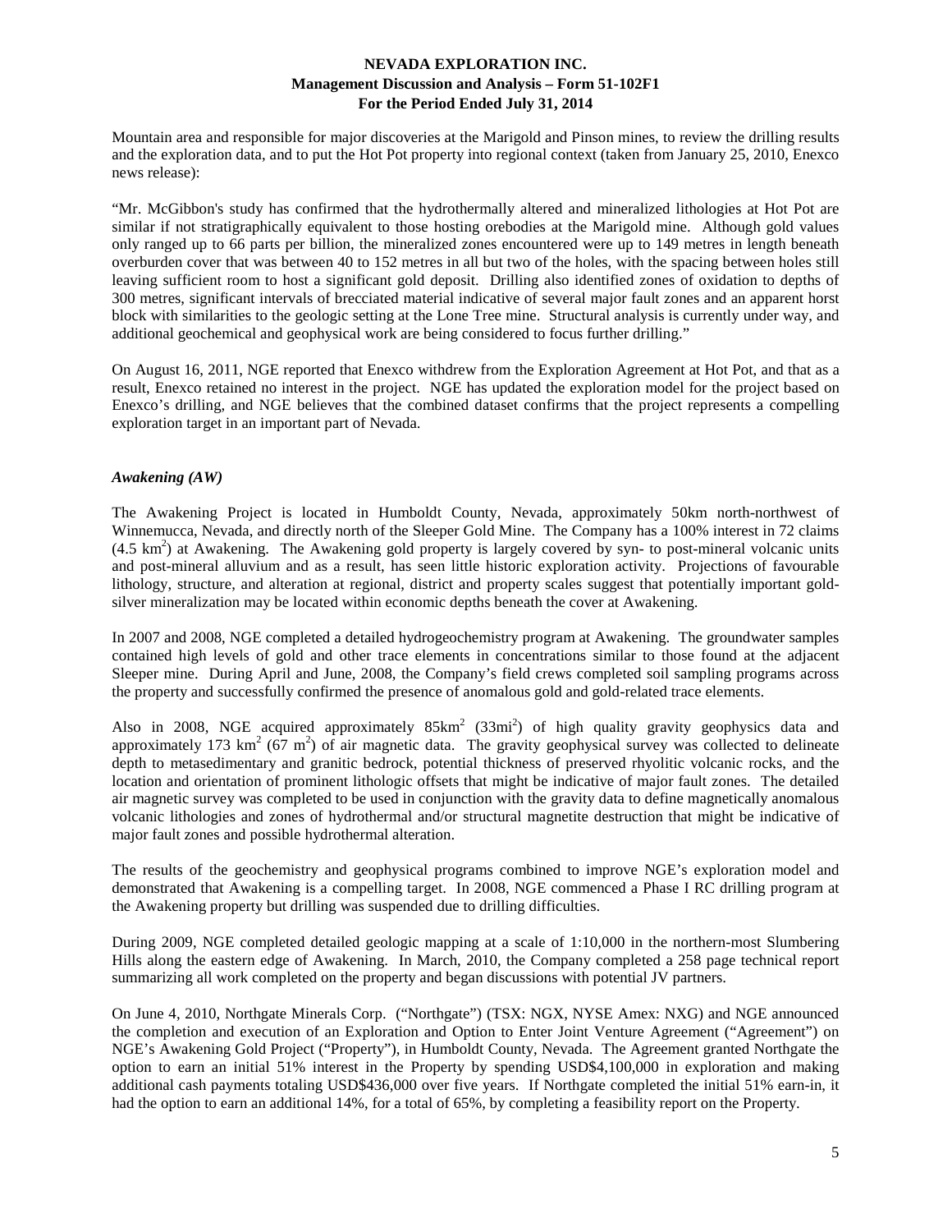Mountain area and responsible for major discoveries at the Marigold and Pinson mines, to review the drilling results and the exploration data, and to put the Hot Pot property into regional context (taken from January 25, 2010, Enexco news release):

"Mr. McGibbon's study has confirmed that the hydrothermally altered and mineralized lithologies at Hot Pot are similar if not stratigraphically equivalent to those hosting orebodies at the Marigold mine. Although gold values only ranged up to 66 parts per billion, the mineralized zones encountered were up to 149 metres in length beneath overburden cover that was between 40 to 152 metres in all but two of the holes, with the spacing between holes still leaving sufficient room to host a significant gold deposit. Drilling also identified zones of oxidation to depths of 300 metres, significant intervals of brecciated material indicative of several major fault zones and an apparent horst block with similarities to the geologic setting at the Lone Tree mine. Structural analysis is currently under way, and additional geochemical and geophysical work are being considered to focus further drilling."

On August 16, 2011, NGE reported that Enexco withdrew from the Exploration Agreement at Hot Pot, and that as a result, Enexco retained no interest in the project. NGE has updated the exploration model for the project based on Enexco's drilling, and NGE believes that the combined dataset confirms that the project represents a compelling exploration target in an important part of Nevada.

### *Awakening (AW)*

The Awakening Project is located in Humboldt County, Nevada, approximately 50km north-northwest of Winnemucca, Nevada, and directly north of the Sleeper Gold Mine. The Company has a 100% interest in 72 claims ($4.5\ km^2$) at Awakening. The Awakening gold property is largely covered by syn- to post-mineral volcanic units and post-mineral alluvium and as a result, has seen little historic exploration activity. Projections of favourable lithology, structure, and alteration at regional, district and property scales suggest that potentially important gold-silver mineralization may be located within economic depths beneath the cover at Awakening.

In 2007 and 2008, NGE completed a detailed hydrogeochemistry program at Awakening. The groundwater samples contained high levels of gold and other trace elements in concentrations similar to those found at the adjacent Sleeper mine. During April and June, 2008, the Company's field crews completed soil sampling programs across the property and successfully confirmed the presence of anomalous gold and gold-related trace elements.

Also in 2008, NGE acquired approximately $85km^2$ ($33mi^2$) of high quality gravity geophysics data and approximately 173 $km^2$ (67 $m^2$) of air magnetic data. The gravity geophysical survey was collected to delineate depth to metasedimentary and granitic bedrock, potential thickness of preserved rhyolitic volcanic rocks, and the location and orientation of prominent lithologic offsets that might be indicative of major fault zones. The detailed air magnetic survey was completed to be used in conjunction with the gravity data to define magnetically anomalous volcanic lithologies and zones of hydrothermal and/or structural magnetite destruction that might be indicative of major fault zones and possible hydrothermal alteration.

The results of the geochemistry and geophysical programs combined to improve NGE's exploration model and demonstrated that Awakening is a compelling target. In 2008, NGE commenced a Phase I RC drilling program at the Awakening property but drilling was suspended due to drilling difficulties.

During 2009, NGE completed detailed geologic mapping at a scale of 1:10,000 in the northern-most Slumbering Hills along the eastern edge of Awakening. In March, 2010, the Company completed a 258 page technical report summarizing all work completed on the property and began discussions with potential JV partners.

On June 4, 2010, Northgate Minerals Corp. ("Northgate") (TSX: NGX, NYSE Amex: NXG) and NGE announced the completion and execution of an Exploration and Option to Enter Joint Venture Agreement ("Agreement") on NGE's Awakening Gold Project ("Property"), in Humboldt County, Nevada. The Agreement granted Northgate the option to earn an initial 51% interest in the Property by spending USD$4,100,000 in exploration and making additional cash payments totaling USD$436,000 over five years. If Northgate completed the initial 51% earn-in, it had the option to earn an additional 14%, for a total of 65%, by completing a feasibility report on the Property.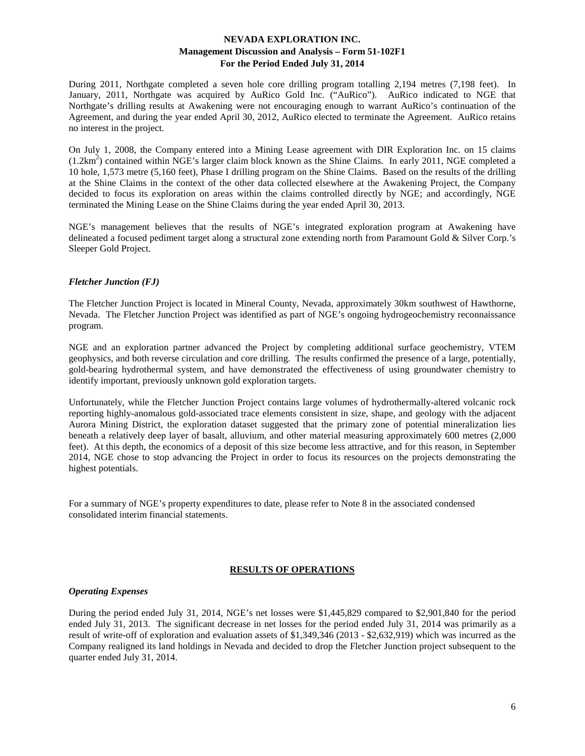During 2011, Northgate completed a seven hole core drilling program totalling 2,194 metres (7,198 feet). In January, 2011, Northgate was acquired by AuRico Gold Inc. ("AuRico"). AuRico indicated to NGE that Northgate's drilling results at Awakening were not encouraging enough to warrant AuRico's continuation of the Agreement, and during the year ended April 30, 2012, AuRico elected to terminate the Agreement. AuRico retains no interest in the project.

On July 1, 2008, the Company entered into a Mining Lease agreement with DIR Exploration Inc. on 15 claims ($1.2km^2$) contained within NGE's larger claim block known as the Shine Claims. In early 2011, NGE completed a 10 hole, 1,573 metre (5,160 feet), Phase I drilling program on the Shine Claims. Based on the results of the drilling at the Shine Claims in the context of the other data collected elsewhere at the Awakening Project, the Company decided to focus its exploration on areas within the claims controlled directly by NGE; and accordingly, NGE terminated the Mining Lease on the Shine Claims during the year ended April 30, 2013.

NGE's management believes that the results of NGE's integrated exploration program at Awakening have delineated a focused pediment target along a structural zone extending north from Paramount Gold & Silver Corp.'s Sleeper Gold Project.

### *Fletcher Junction (FJ)*

The Fletcher Junction Project is located in Mineral County, Nevada, approximately 30km southwest of Hawthorne, Nevada. The Fletcher Junction Project was identified as part of NGE's ongoing hydrogeochemistry reconnaissance program.

NGE and an exploration partner advanced the Project by completing additional surface geochemistry, VTEM geophysics, and both reverse circulation and core drilling. The results confirmed the presence of a large, potentially, gold-bearing hydrothermal system, and have demonstrated the effectiveness of using groundwater chemistry to identify important, previously unknown gold exploration targets.

Unfortunately, while the Fletcher Junction Project contains large volumes of hydrothermally-altered volcanic rock reporting highly-anomalous gold-associated trace elements consistent in size, shape, and geology with the adjacent Aurora Mining District, the exploration dataset suggested that the primary zone of potential mineralization lies beneath a relatively deep layer of basalt, alluvium, and other material measuring approximately 600 metres (2,000 feet). At this depth, the economics of a deposit of this size become less attractive, and for this reason, in September 2014, NGE chose to stop advancing the Project in order to focus its resources on the projects demonstrating the highest potentials.

For a summary of NGE's property expenditures to date, please refer to Note 8 in the associated condensed consolidated interim financial statements.

## RESULTS OF OPERATIONS

### *Operating Expenses*

During the period ended July 31, 2014, NGE's net losses were $1,445,829 compared to $2,901,840 for the period ended July 31, 2013. The significant decrease in net losses for the period ended July 31, 2014 was primarily as a result of write-off of exploration and evaluation assets of $1,349,346 (2013 - $2,632,919) which was incurred as the Company realigned its land holdings in Nevada and decided to drop the Fletcher Junction project subsequent to the quarter ended July 31, 2014.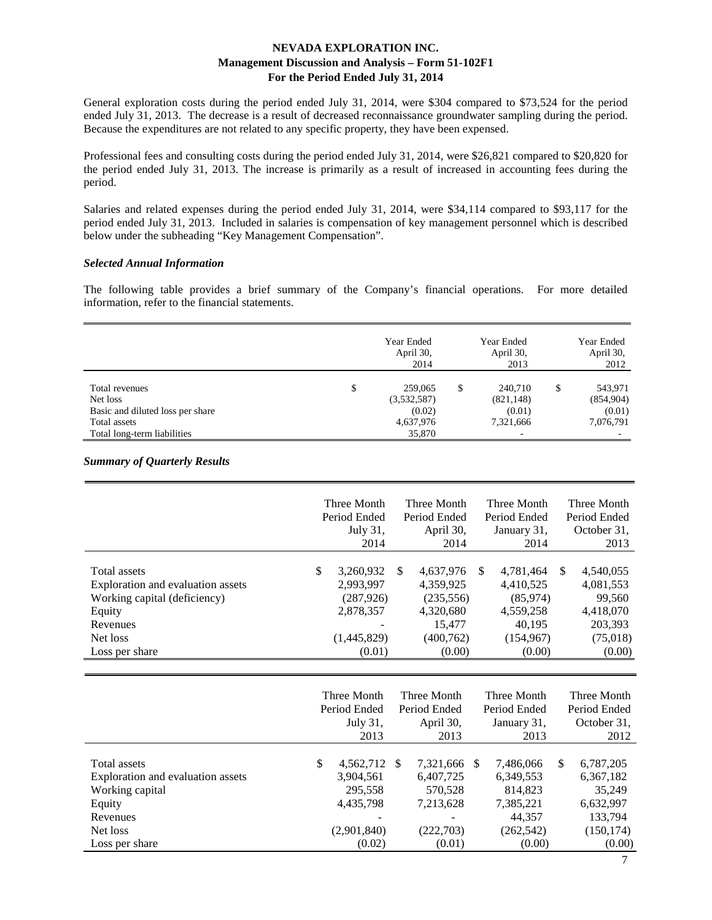General exploration costs during the period ended July 31, 2014, were $304 compared to $73,524 for the period ended July 31, 2013. The decrease is a result of decreased reconnaissance groundwater sampling during the period. Because the expenditures are not related to any specific property, they have been expensed.

Professional fees and consulting costs during the period ended July 31, 2014, were $26,821 compared to $20,820 for the period ended July 31, 2013. The increase is primarily as a result of increased in accounting fees during the period.

Salaries and related expenses during the period ended July 31, 2014, were $34,114 compared to $93,117 for the period ended July 31, 2013. Included in salaries is compensation of key management personnel which is described below under the subheading "Key Management Compensation".

### *Selected Annual Information*

The following table provides a brief summary of the Company's financial operations. For more detailed information, refer to the financial statements.

| | Year Ended April 30, 2014 | Year Ended April 30, 2013 | Year Ended April 30, 2012 |
|---|---|---|---|
| Total revenues | $ 259,065 | $ 240,710 | $ 543,971 |
| Net loss | (3,532,587) | (821,148) | (854,904) |
| Basic and diluted loss per share | (0.02) | (0.01) | (0.01) |
| Total assets | 4,637,976 | 7,321,666 | 7,076,791 |
| Total long-term liabilities | 35,870 | - | - |

### *Summary of Quarterly Results*

| | Three Month Period Ended July 31, 2014 | Three Month Period Ended April 30, 2014 | Three Month Period Ended January 31, 2014 | Three Month Period Ended October 31, 2013 |
|---|---|---|---|---|
| Total assets | $ 3,260,932 | $ 4,637,976 | $ 4,781,464 | $ 4,540,055 |
| Exploration and evaluation assets | 2,993,997 | 4,359,925 | 4,410,525 | 4,081,553 |
| Working capital (deficiency) | (287,926) | (235,556) | (85,974) | 99,560 |
| Equity | 2,878,357 | 4,320,680 | 4,559,258 | 4,418,070 |
| Revenues | - | 15,477 | 40,195 | 203,393 |
| Net loss | (1,445,829) | (400,762) | (154,967) | (75,018) |
| Loss per share | (0.01) | (0.00) | (0.00) | (0.00) |

| | Three Month Period Ended July 31, 2013 | Three Month Period Ended April 30, 2013 | Three Month Period Ended January 31, 2013 | Three Month Period Ended October 31, 2012 |
|---|---|---|---|---|
| Total assets | $ 4,562,712 | $ 7,321,666 | $ 7,486,066 | $ 6,787,205 |
| Exploration and evaluation assets | 3,904,561 | 6,407,725 | 6,349,553 | 6,367,182 |
| Working capital | 295,558 | 570,528 | 814,823 | 35,249 |
| Equity | 4,435,798 | 7,213,628 | 7,385,221 | 6,632,997 |
| Revenues | - | - | 44,357 | 133,794 |
| Net loss | (2,901,840) | (222,703) | (262,542) | (150,174) |
| Loss per share | (0.02) | (0.01) | (0.00) | (0.00) |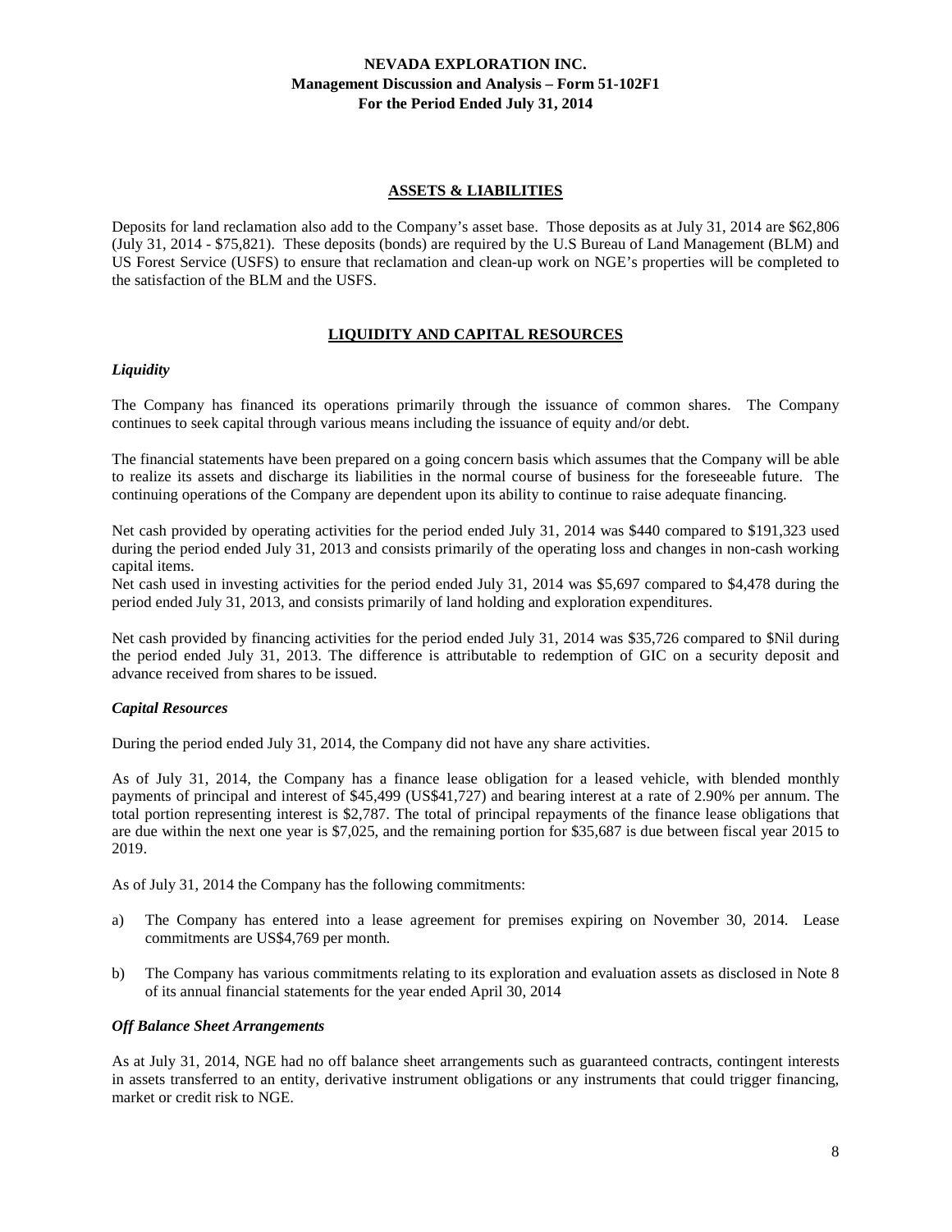## ASSETS & LIABILITIES

Deposits for land reclamation also add to the Company's asset base. Those deposits as at July 31, 2014 are $62,806 (July 31, 2014 - $75,821). These deposits (bonds) are required by the U.S Bureau of Land Management (BLM) and US Forest Service (USFS) to ensure that reclamation and clean-up work on NGE's properties will be completed to the satisfaction of the BLM and the USFS.

## LIQUIDITY AND CAPITAL RESOURCES

### *Liquidity*

The Company has financed its operations primarily through the issuance of common shares. The Company continues to seek capital through various means including the issuance of equity and/or debt.

The financial statements have been prepared on a going concern basis which assumes that the Company will be able to realize its assets and discharge its liabilities in the normal course of business for the foreseeable future. The continuing operations of the Company are dependent upon its ability to continue to raise adequate financing.

Net cash provided by operating activities for the period ended July 31, 2014 was $440 compared to $191,323 used during the period ended July 31, 2013 and consists primarily of the operating loss and changes in non-cash working capital items.

Net cash used in investing activities for the period ended July 31, 2014 was $5,697 compared to $4,478 during the period ended July 31, 2013, and consists primarily of land holding and exploration expenditures.

Net cash provided by financing activities for the period ended July 31, 2014 was $35,726 compared to $Nil during the period ended July 31, 2013. The difference is attributable to redemption of GIC on a security deposit and advance received from shares to be issued.

### *Capital Resources*

During the period ended July 31, 2014, the Company did not have any share activities.

As of July 31, 2014, the Company has a finance lease obligation for a leased vehicle, with blended monthly payments of principal and interest of $45,499 (US$41,727) and bearing interest at a rate of 2.90% per annum. The total portion representing interest is $2,787. The total of principal repayments of the finance lease obligations that are due within the next one year is $7,025, and the remaining portion for $35,687 is due between fiscal year 2015 to 2019.

As of July 31, 2014 the Company has the following commitments:

a) The Company has entered into a lease agreement for premises expiring on November 30, 2014. Lease commitments are US$4,769 per month.

b) The Company has various commitments relating to its exploration and evaluation assets as disclosed in Note 8 of its annual financial statements for the year ended April 30, 2014

### *Off Balance Sheet Arrangements*

As at July 31, 2014, NGE had no off balance sheet arrangements such as guaranteed contracts, contingent interests in assets transferred to an entity, derivative instrument obligations or any instruments that could trigger financing, market or credit risk to NGE.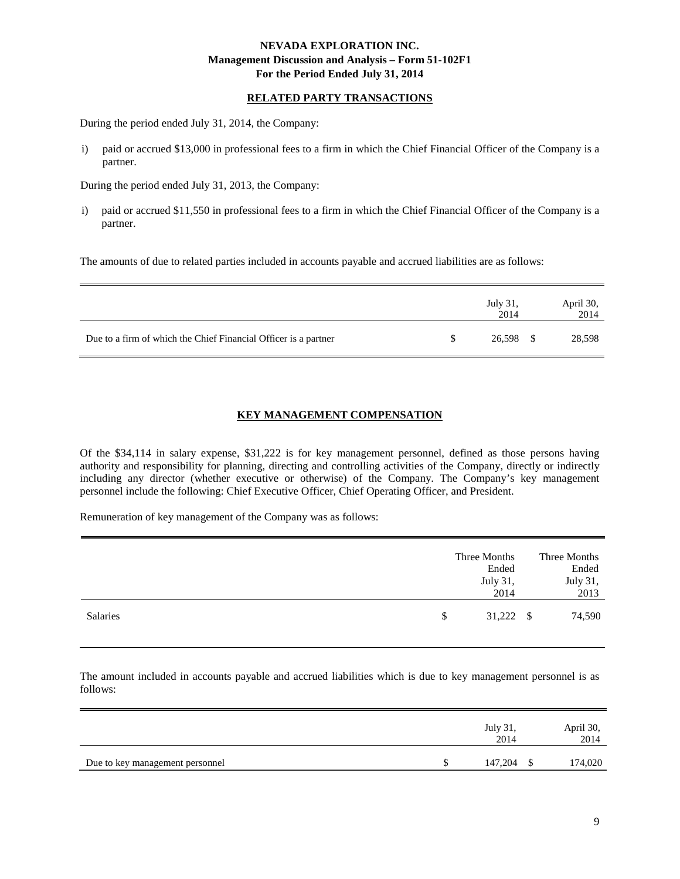## RELATED PARTY TRANSACTIONS

During the period ended July 31, 2014, the Company:

i) paid or accrued $13,000 in professional fees to a firm in which the Chief Financial Officer of the Company is a partner.

During the period ended July 31, 2013, the Company:

i) paid or accrued $11,550 in professional fees to a firm in which the Chief Financial Officer of the Company is a partner.

The amounts of due to related parties included in accounts payable and accrued liabilities are as follows:

| | July 31, 2014 | April 30, 2014 |
|---|---|---|
| Due to a firm of which the Chief Financial Officer is a partner | $ 26,598 | $ 28,598 |

## KEY MANAGEMENT COMPENSATION

Of the $34,114 in salary expense, $31,222 is for key management personnel, defined as those persons having authority and responsibility for planning, directing and controlling activities of the Company, directly or indirectly including any director (whether executive or otherwise) of the Company. The Company's key management personnel include the following: Chief Executive Officer, Chief Operating Officer, and President.

Remuneration of key management of the Company was as follows:

| | Three Months Ended July 31, 2014 | Three Months Ended July 31, 2013 |
|---|---|---|
| Salaries | $ 31,222 | $ 74,590 |

The amount included in accounts payable and accrued liabilities which is due to key management personnel is as follows:

| | July 31, 2014 | April 30, 2014 |
|---|---|---|
| Due to key management personnel | $ 147,204 | $ 174,020 |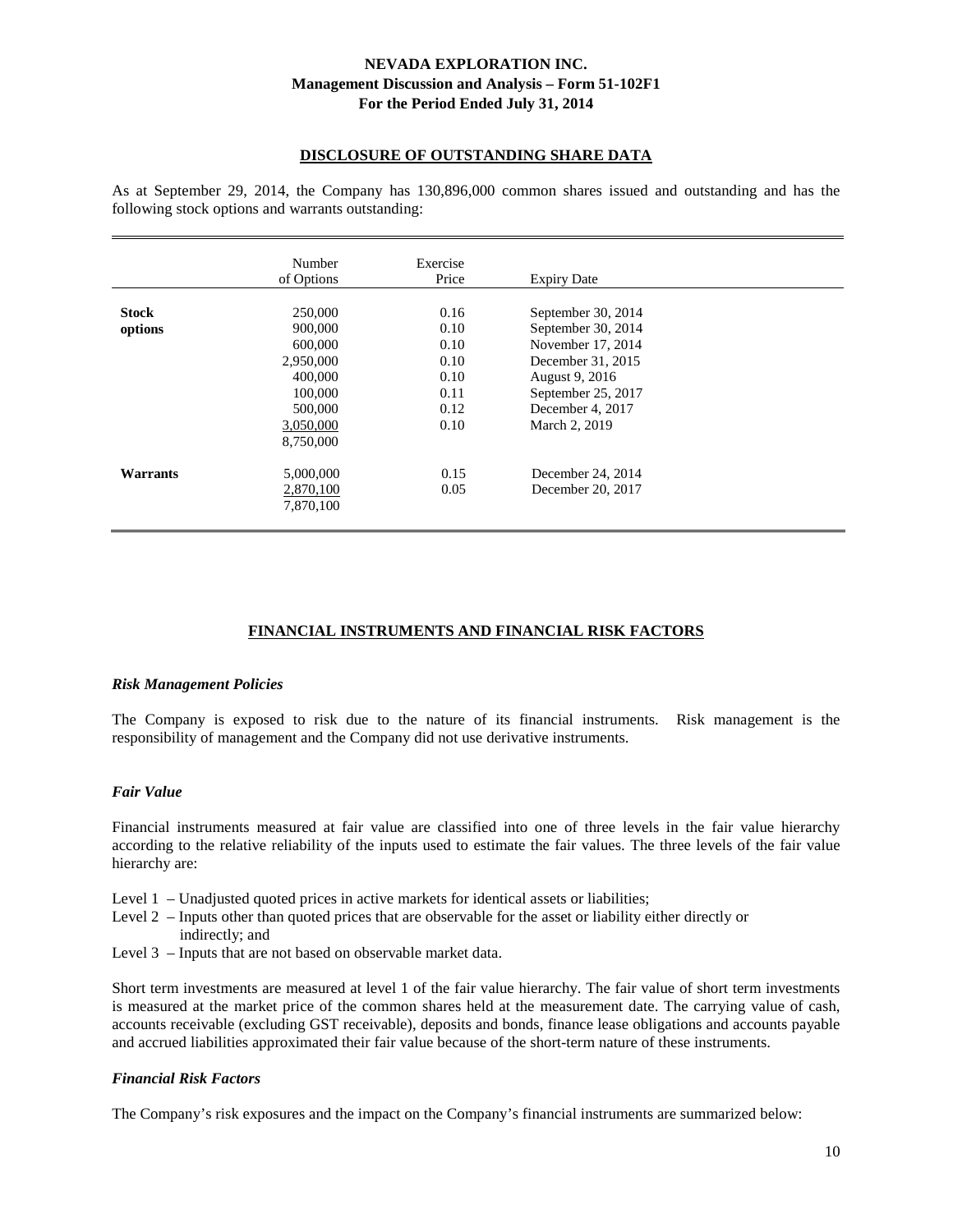## DISCLOSURE OF OUTSTANDING SHARE DATA

As at September 29, 2014, the Company has 130,896,000 common shares issued and outstanding and has the following stock options and warrants outstanding:

| | Number of Options | Exercise Price | Expiry Date |
|---|---|---|---|
| **Stock options** | 250,000 | 0.16 | September 30, 2014 |
| | 900,000 | 0.10 | September 30, 2014 |
| | 600,000 | 0.10 | November 17, 2014 |
| | 2,950,000 | 0.10 | December 31, 2015 |
| | 400,000 | 0.10 | August 9, 2016 |
| | 100,000 | 0.11 | September 25, 2017 |
| | 500,000 | 0.12 | December 4, 2017 |
| | 3,050,000 | 0.10 | March 2, 2019 |
| | 8,750,000 | | |
| **Warrants** | 5,000,000 | 0.15 | December 24, 2014 |
| | 2,870,100 | 0.05 | December 20, 2017 |
| | 7,870,100 | | |

## FINANCIAL INSTRUMENTS AND FINANCIAL RISK FACTORS

### *Risk Management Policies*

The Company is exposed to risk due to the nature of its financial instruments. Risk management is the responsibility of management and the Company did not use derivative instruments.

### *Fair Value*

Financial instruments measured at fair value are classified into one of three levels in the fair value hierarchy according to the relative reliability of the inputs used to estimate the fair values. The three levels of the fair value hierarchy are:

- Level 1 – Unadjusted quoted prices in active markets for identical assets or liabilities;
- Level 2 – Inputs other than quoted prices that are observable for the asset or liability either directly or indirectly; and
- Level 3 – Inputs that are not based on observable market data.

Short term investments are measured at level 1 of the fair value hierarchy. The fair value of short term investments is measured at the market price of the common shares held at the measurement date. The carrying value of cash, accounts receivable (excluding GST receivable), deposits and bonds, finance lease obligations and accounts payable and accrued liabilities approximated their fair value because of the short-term nature of these instruments.

### *Financial Risk Factors*

The Company's risk exposures and the impact on the Company's financial instruments are summarized below: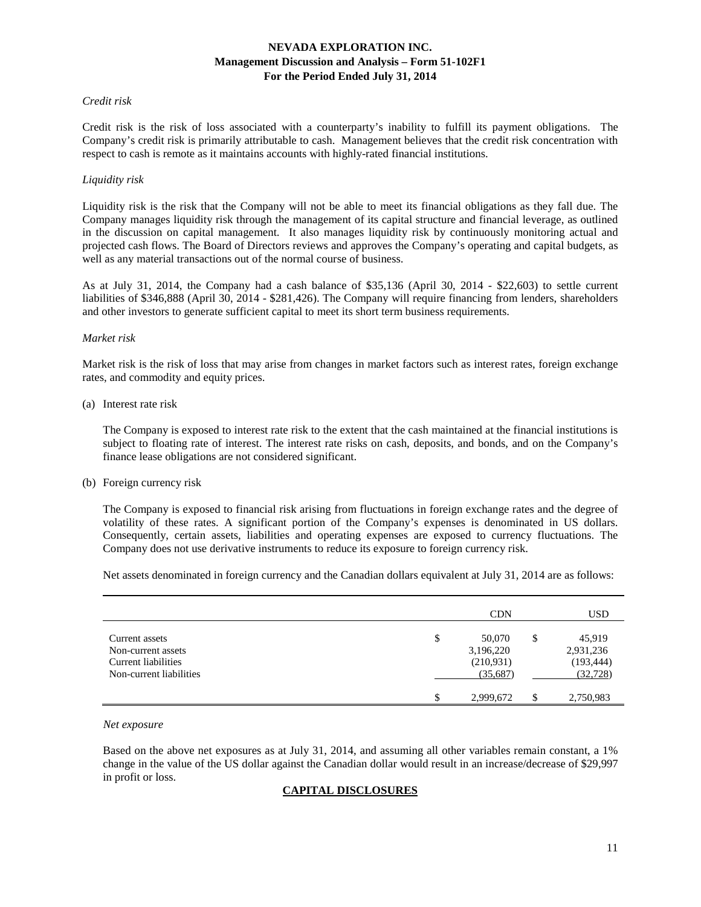*Credit risk*

Credit risk is the risk of loss associated with a counterparty's inability to fulfill its payment obligations. The Company's credit risk is primarily attributable to cash. Management believes that the credit risk concentration with respect to cash is remote as it maintains accounts with highly-rated financial institutions.

*Liquidity risk*

Liquidity risk is the risk that the Company will not be able to meet its financial obligations as they fall due. The Company manages liquidity risk through the management of its capital structure and financial leverage, as outlined in the discussion on capital management. It also manages liquidity risk by continuously monitoring actual and projected cash flows. The Board of Directors reviews and approves the Company's operating and capital budgets, as well as any material transactions out of the normal course of business.

As at July 31, 2014, the Company had a cash balance of $35,136 (April 30, 2014 - $22,603) to settle current liabilities of $346,888 (April 30, 2014 - $281,426). The Company will require financing from lenders, shareholders and other investors to generate sufficient capital to meet its short term business requirements.

*Market risk*

Market risk is the risk of loss that may arise from changes in market factors such as interest rates, foreign exchange rates, and commodity and equity prices.

(a) Interest rate risk

The Company is exposed to interest rate risk to the extent that the cash maintained at the financial institutions is subject to floating rate of interest. The interest rate risks on cash, deposits, and bonds, and on the Company's finance lease obligations are not considered significant.

(b) Foreign currency risk

The Company is exposed to financial risk arising from fluctuations in foreign exchange rates and the degree of volatility of these rates. A significant portion of the Company's expenses is denominated in US dollars. Consequently, certain assets, liabilities and operating expenses are exposed to currency fluctuations. The Company does not use derivative instruments to reduce its exposure to foreign currency risk.

Net assets denominated in foreign currency and the Canadian dollars equivalent at July 31, 2014 are as follows:

| | CDN | USD |
|---|---|---|
| Current assets | $ 50,070 | $ 45,919 |
| Non-current assets | 3,196,220 | 2,931,236 |
| Current liabilities | (210,931) | (193,444) |
| Non-current liabilities | (35,687) | (32,728) |
| | $ 2,999,672 | $ 2,750,983 |

*Net exposure*

Based on the above net exposures as at July 31, 2014, and assuming all other variables remain constant, a 1% change in the value of the US dollar against the Canadian dollar would result in an increase/decrease of $29,997 in profit or loss.

## CAPITAL DISCLOSURES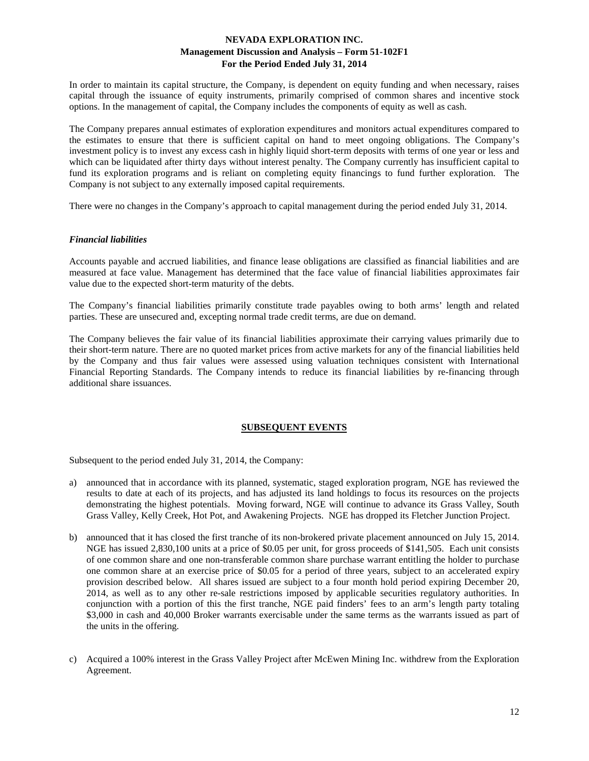In order to maintain its capital structure, the Company, is dependent on equity funding and when necessary, raises capital through the issuance of equity instruments, primarily comprised of common shares and incentive stock options. In the management of capital, the Company includes the components of equity as well as cash.

The Company prepares annual estimates of exploration expenditures and monitors actual expenditures compared to the estimates to ensure that there is sufficient capital on hand to meet ongoing obligations. The Company's investment policy is to invest any excess cash in highly liquid short-term deposits with terms of one year or less and which can be liquidated after thirty days without interest penalty. The Company currently has insufficient capital to fund its exploration programs and is reliant on completing equity financings to fund further exploration. The Company is not subject to any externally imposed capital requirements.

There were no changes in the Company's approach to capital management during the period ended July 31, 2014.

***Financial liabilities***

Accounts payable and accrued liabilities, and finance lease obligations are classified as financial liabilities and are measured at face value. Management has determined that the face value of financial liabilities approximates fair value due to the expected short-term maturity of the debts.

The Company's financial liabilities primarily constitute trade payables owing to both arms' length and related parties. These are unsecured and, excepting normal trade credit terms, are due on demand.

The Company believes the fair value of its financial liabilities approximate their carrying values primarily due to their short-term nature. There are no quoted market prices from active markets for any of the financial liabilities held by the Company and thus fair values were assessed using valuation techniques consistent with International Financial Reporting Standards. The Company intends to reduce its financial liabilities by re-financing through additional share issuances.

## SUBSEQUENT EVENTS

Subsequent to the period ended July 31, 2014, the Company:

a) announced that in accordance with its planned, systematic, staged exploration program, NGE has reviewed the results to date at each of its projects, and has adjusted its land holdings to focus its resources on the projects demonstrating the highest potentials. Moving forward, NGE will continue to advance its Grass Valley, South Grass Valley, Kelly Creek, Hot Pot, and Awakening Projects. NGE has dropped its Fletcher Junction Project.

b) announced that it has closed the first tranche of its non-brokered private placement announced on July 15, 2014. NGE has issued 2,830,100 units at a price of $0.05 per unit, for gross proceeds of $141,505. Each unit consists of one common share and one non-transferable common share purchase warrant entitling the holder to purchase one common share at an exercise price of $0.05 for a period of three years, subject to an accelerated expiry provision described below. All shares issued are subject to a four month hold period expiring December 20, 2014, as well as to any other re-sale restrictions imposed by applicable securities regulatory authorities. In conjunction with a portion of this the first tranche, NGE paid finders' fees to an arm's length party totaling $3,000 in cash and 40,000 Broker warrants exercisable under the same terms as the warrants issued as part of the units in the offering.

c) Acquired a 100% interest in the Grass Valley Project after McEwen Mining Inc. withdrew from the Exploration Agreement.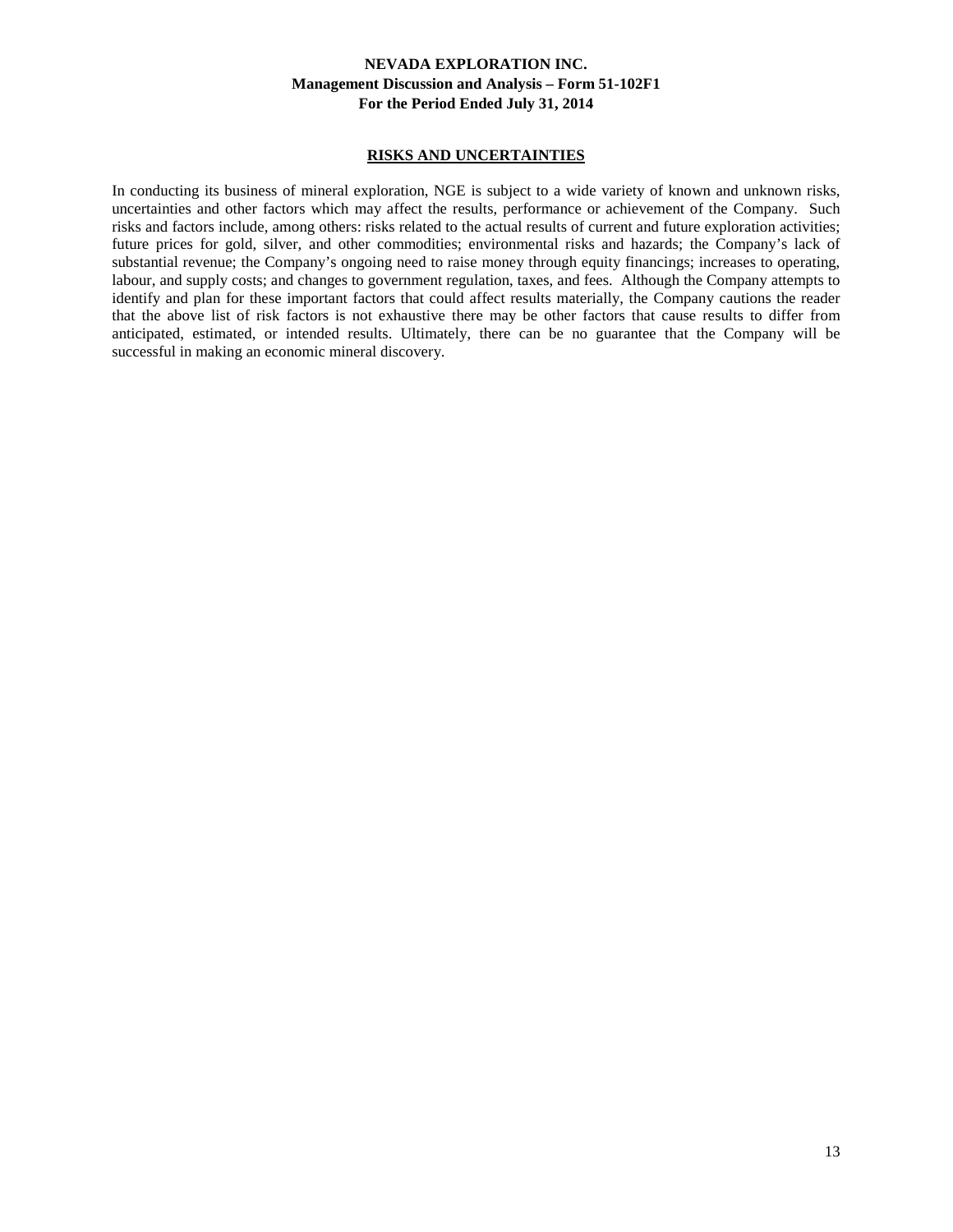## RISKS AND UNCERTAINTIES

In conducting its business of mineral exploration, NGE is subject to a wide variety of known and unknown risks, uncertainties and other factors which may affect the results, performance or achievement of the Company. Such risks and factors include, among others: risks related to the actual results of current and future exploration activities; future prices for gold, silver, and other commodities; environmental risks and hazards; the Company's lack of substantial revenue; the Company's ongoing need to raise money through equity financings; increases to operating, labour, and supply costs; and changes to government regulation, taxes, and fees. Although the Company attempts to identify and plan for these important factors that could affect results materially, the Company cautions the reader that the above list of risk factors is not exhaustive there may be other factors that cause results to differ from anticipated, estimated, or intended results. Ultimately, there can be no guarantee that the Company will be successful in making an economic mineral discovery.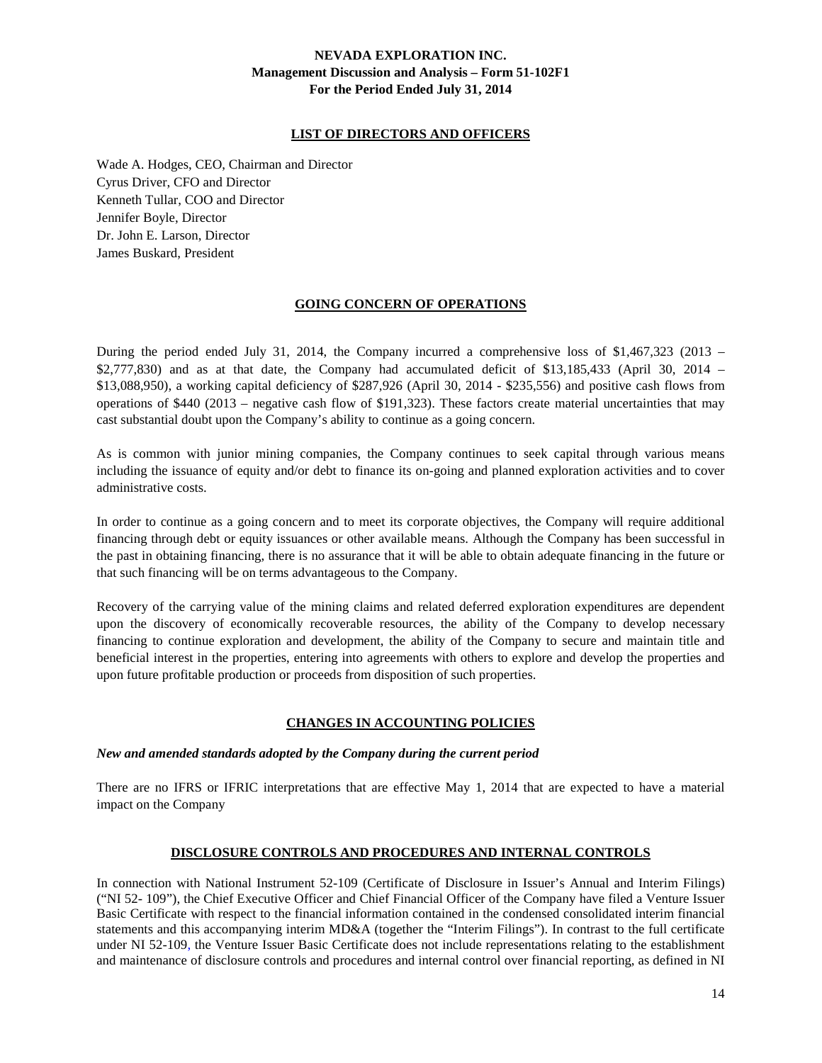## LIST OF DIRECTORS AND OFFICERS

Wade A. Hodges, CEO, Chairman and Director
Cyrus Driver, CFO and Director
Kenneth Tullar, COO and Director
Jennifer Boyle, Director
Dr. John E. Larson, Director
James Buskard, President

## GOING CONCERN OF OPERATIONS

During the period ended July 31, 2014, the Company incurred a comprehensive loss of $1,467,323 (2013 – $2,777,830) and as at that date, the Company had accumulated deficit of $13,185,433 (April 30, 2014 – $13,088,950), a working capital deficiency of $287,926 (April 30, 2014 - $235,556) and positive cash flows from operations of $440 (2013 – negative cash flow of $191,323). These factors create material uncertainties that may cast substantial doubt upon the Company's ability to continue as a going concern.

As is common with junior mining companies, the Company continues to seek capital through various means including the issuance of equity and/or debt to finance its on-going and planned exploration activities and to cover administrative costs.

In order to continue as a going concern and to meet its corporate objectives, the Company will require additional financing through debt or equity issuances or other available means. Although the Company has been successful in the past in obtaining financing, there is no assurance that it will be able to obtain adequate financing in the future or that such financing will be on terms advantageous to the Company.

Recovery of the carrying value of the mining claims and related deferred exploration expenditures are dependent upon the discovery of economically recoverable resources, the ability of the Company to develop necessary financing to continue exploration and development, the ability of the Company to secure and maintain title and beneficial interest in the properties, entering into agreements with others to explore and develop the properties and upon future profitable production or proceeds from disposition of such properties.

## CHANGES IN ACCOUNTING POLICIES

***New and amended standards adopted by the Company during the current period***

There are no IFRS or IFRIC interpretations that are effective May 1, 2014 that are expected to have a material impact on the Company

## DISCLOSURE CONTROLS AND PROCEDURES AND INTERNAL CONTROLS

In connection with National Instrument 52-109 (Certificate of Disclosure in Issuer's Annual and Interim Filings) ("NI 52- 109"), the Chief Executive Officer and Chief Financial Officer of the Company have filed a Venture Issuer Basic Certificate with respect to the financial information contained in the condensed consolidated interim financial statements and this accompanying interim MD&A (together the "Interim Filings"). In contrast to the full certificate under NI 52-109, the Venture Issuer Basic Certificate does not include representations relating to the establishment and maintenance of disclosure controls and procedures and internal control over financial reporting, as defined in NI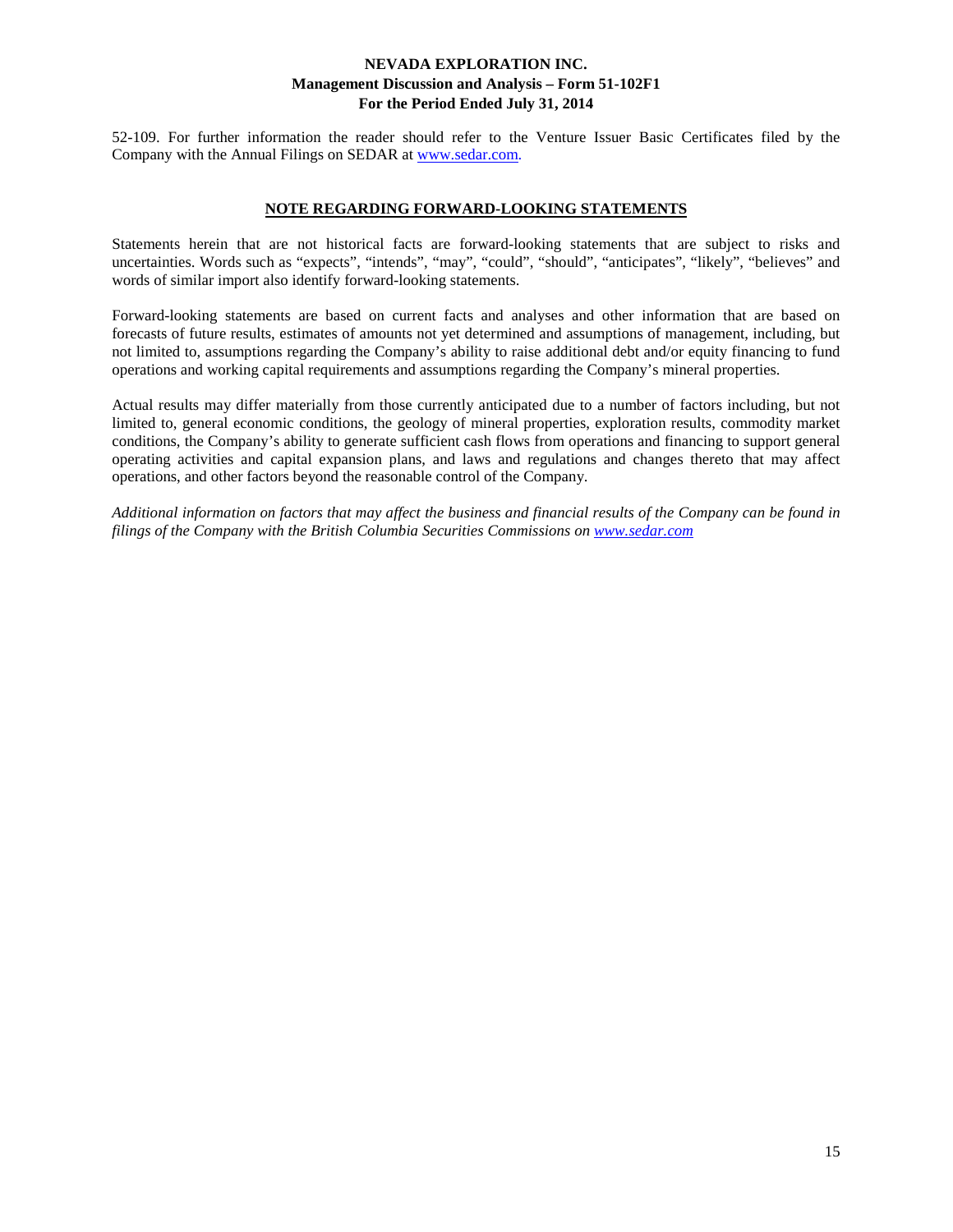52-109. For further information the reader should refer to the Venture Issuer Basic Certificates filed by the Company with the Annual Filings on SEDAR at www.sedar.com.

## NOTE REGARDING FORWARD-LOOKING STATEMENTS

Statements herein that are not historical facts are forward-looking statements that are subject to risks and uncertainties. Words such as "expects", "intends", "may", "could", "should", "anticipates", "likely", "believes" and words of similar import also identify forward-looking statements.

Forward-looking statements are based on current facts and analyses and other information that are based on forecasts of future results, estimates of amounts not yet determined and assumptions of management, including, but not limited to, assumptions regarding the Company's ability to raise additional debt and/or equity financing to fund operations and working capital requirements and assumptions regarding the Company's mineral properties.

Actual results may differ materially from those currently anticipated due to a number of factors including, but not limited to, general economic conditions, the geology of mineral properties, exploration results, commodity market conditions, the Company's ability to generate sufficient cash flows from operations and financing to support general operating activities and capital expansion plans, and laws and regulations and changes thereto that may affect operations, and other factors beyond the reasonable control of the Company.

*Additional information on factors that may affect the business and financial results of the Company can be found in filings of the Company with the British Columbia Securities Commissions on www.sedar.com*